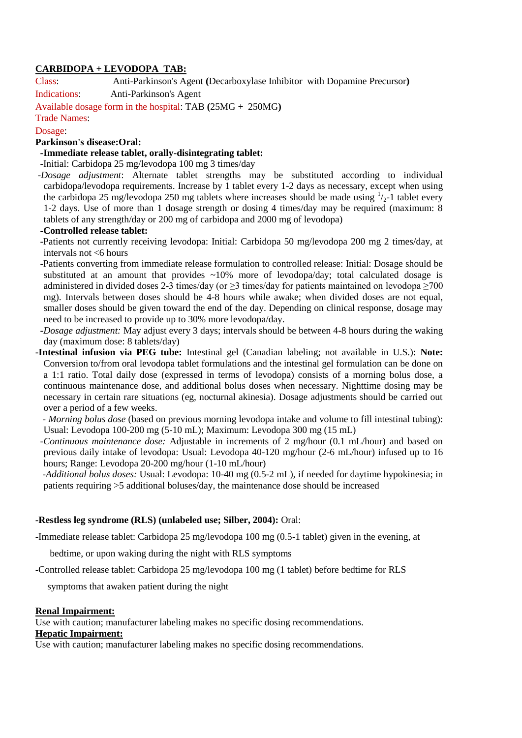**<u>CARBIDOPA + LEVODOPA TAB:</u>**

Class: Anti-Parkinson's Agent **(**Decarboxylase Inhibitor with Dopamine Precursor**)**

Indications: Anti-Parkinson's Agent

Available dosage form in the hospital: TAB **(**25MG + 250MG**)**

Trade Names:

Dosage:

**Parkinson's disease:Oral:**

**-Immediate release tablet, orally-disintegrating tablet:**

-Initial: Carbidopa 25 mg/levodopa 100 mg 3 times/day

-*Dosage adjustment*: Alternate tablet strengths may be substituted according to individual carbidopa/levodopa requirements. Increase by 1 tablet every 1-2 days as necessary, except when using the carbidopa 25 mg/levodopa 250 mg tablets where increases should be made using $^{1}/_{2}$-1 tablet every 1-2 days. Use of more than 1 dosage strength or dosing 4 times/day may be required (maximum: 8 tablets of any strength/day or 200 mg of carbidopa and 2000 mg of levodopa)

**-Controlled release tablet:**

-Patients not currently receiving levodopa: Initial: Carbidopa 50 mg/levodopa 200 mg 2 times/day, at intervals not <6 hours

-Patients converting from immediate release formulation to controlled release: Initial: Dosage should be substituted at an amount that provides ~10% more of levodopa/day; total calculated dosage is administered in divided doses 2-3 times/day (or ≥3 times/day for patients maintained on levodopa ≥700 mg). Intervals between doses should be 4-8 hours while awake; when divided doses are not equal, smaller doses should be given toward the end of the day. Depending on clinical response, dosage may need to be increased to provide up to 30% more levodopa/day.

-*Dosage adjustment:* May adjust every 3 days; intervals should be between 4-8 hours during the waking day (maximum dose: 8 tablets/day)

**-Intestinal infusion via PEG tube:** Intestinal gel (Canadian labeling; not available in U.S.): **Note:** Conversion to/from oral levodopa tablet formulations and the intestinal gel formulation can be done on a 1:1 ratio. Total daily dose (expressed in terms of levodopa) consists of a morning bolus dose, a continuous maintenance dose, and additional bolus doses when necessary. Nighttime dosing may be necessary in certain rare situations (eg, nocturnal akinesia). Dosage adjustments should be carried out over a period of a few weeks.

- *Morning bolus dose* (based on previous morning levodopa intake and volume to fill intestinal tubing): Usual: Levodopa 100-200 mg (5-10 mL); Maximum: Levodopa 300 mg (15 mL)

-*Continuous maintenance dose:* Adjustable in increments of 2 mg/hour (0.1 mL/hour) and based on previous daily intake of levodopa: Usual: Levodopa 40-120 mg/hour (2-6 mL/hour) infused up to 16 hours; Range: Levodopa 20-200 mg/hour (1-10 mL/hour)

-*Additional bolus doses:* Usual: Levodopa: 10-40 mg (0.5-2 mL), if needed for daytime hypokinesia; in patients requiring >5 additional boluses/day, the maintenance dose should be increased

**-Restless leg syndrome (RLS) (unlabeled use; Silber, 2004):** Oral:

-Immediate release tablet: Carbidopa 25 mg/levodopa 100 mg (0.5-1 tablet) given in the evening, at bedtime, or upon waking during the night with RLS symptoms

-Controlled release tablet: Carbidopa 25 mg/levodopa 100 mg (1 tablet) before bedtime for RLS symptoms that awaken patient during the night

**<u>Renal Impairment:</u>**

Use with caution; manufacturer labeling makes no specific dosing recommendations.

**<u>Hepatic Impairment:</u>**

Use with caution; manufacturer labeling makes no specific dosing recommendations.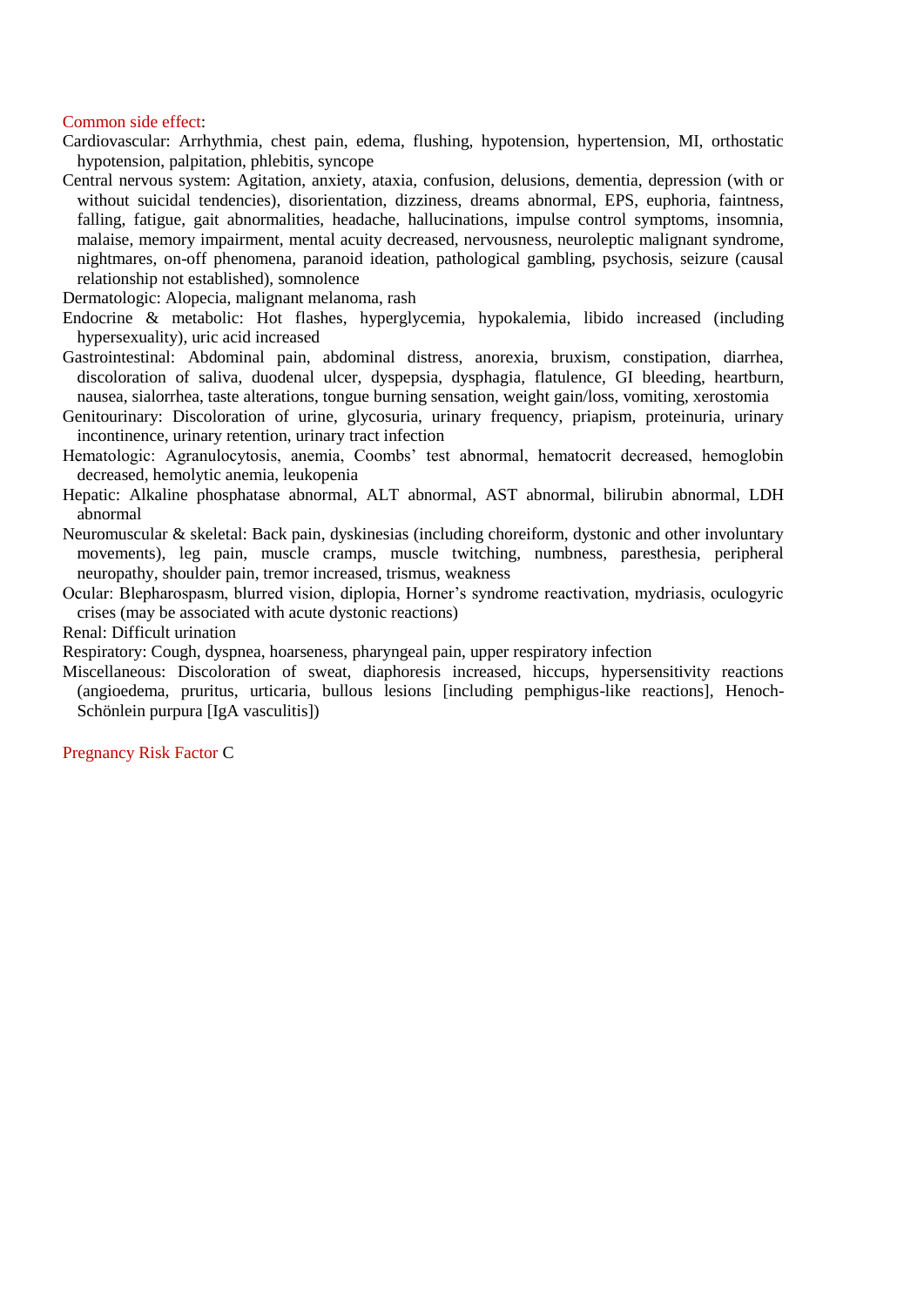Common side effect:

Cardiovascular: Arrhythmia, chest pain, edema, flushing, hypotension, hypertension, MI, orthostatic hypotension, palpitation, phlebitis, syncope

Central nervous system: Agitation, anxiety, ataxia, confusion, delusions, dementia, depression (with or without suicidal tendencies), disorientation, dizziness, dreams abnormal, EPS, euphoria, faintness, falling, fatigue, gait abnormalities, headache, hallucinations, impulse control symptoms, insomnia, malaise, memory impairment, mental acuity decreased, nervousness, neuroleptic malignant syndrome, nightmares, on-off phenomena, paranoid ideation, pathological gambling, psychosis, seizure (causal relationship not established), somnolence

Dermatologic: Alopecia, malignant melanoma, rash

Endocrine & metabolic: Hot flashes, hyperglycemia, hypokalemia, libido increased (including hypersexuality), uric acid increased

Gastrointestinal: Abdominal pain, abdominal distress, anorexia, bruxism, constipation, diarrhea, discoloration of saliva, duodenal ulcer, dyspepsia, dysphagia, flatulence, GI bleeding, heartburn, nausea, sialorrhea, taste alterations, tongue burning sensation, weight gain/loss, vomiting, xerostomia

Genitourinary: Discoloration of urine, glycosuria, urinary frequency, priapism, proteinuria, urinary incontinence, urinary retention, urinary tract infection

Hematologic: Agranulocytosis, anemia, Coombs' test abnormal, hematocrit decreased, hemoglobin decreased, hemolytic anemia, leukopenia

Hepatic: Alkaline phosphatase abnormal, ALT abnormal, AST abnormal, bilirubin abnormal, LDH abnormal

Neuromuscular & skeletal: Back pain, dyskinesias (including choreiform, dystonic and other involuntary movements), leg pain, muscle cramps, muscle twitching, numbness, paresthesia, peripheral neuropathy, shoulder pain, tremor increased, trismus, weakness

Ocular: Blepharospasm, blurred vision, diplopia, Horner's syndrome reactivation, mydriasis, oculogyric crises (may be associated with acute dystonic reactions)

Renal: Difficult urination

Respiratory: Cough, dyspnea, hoarseness, pharyngeal pain, upper respiratory infection

Miscellaneous: Discoloration of sweat, diaphoresis increased, hiccups, hypersensitivity reactions (angioedema, pruritus, urticaria, bullous lesions [including pemphigus-like reactions], Henoch-Schönlein purpura [IgA vasculitis])

Pregnancy Risk Factor C